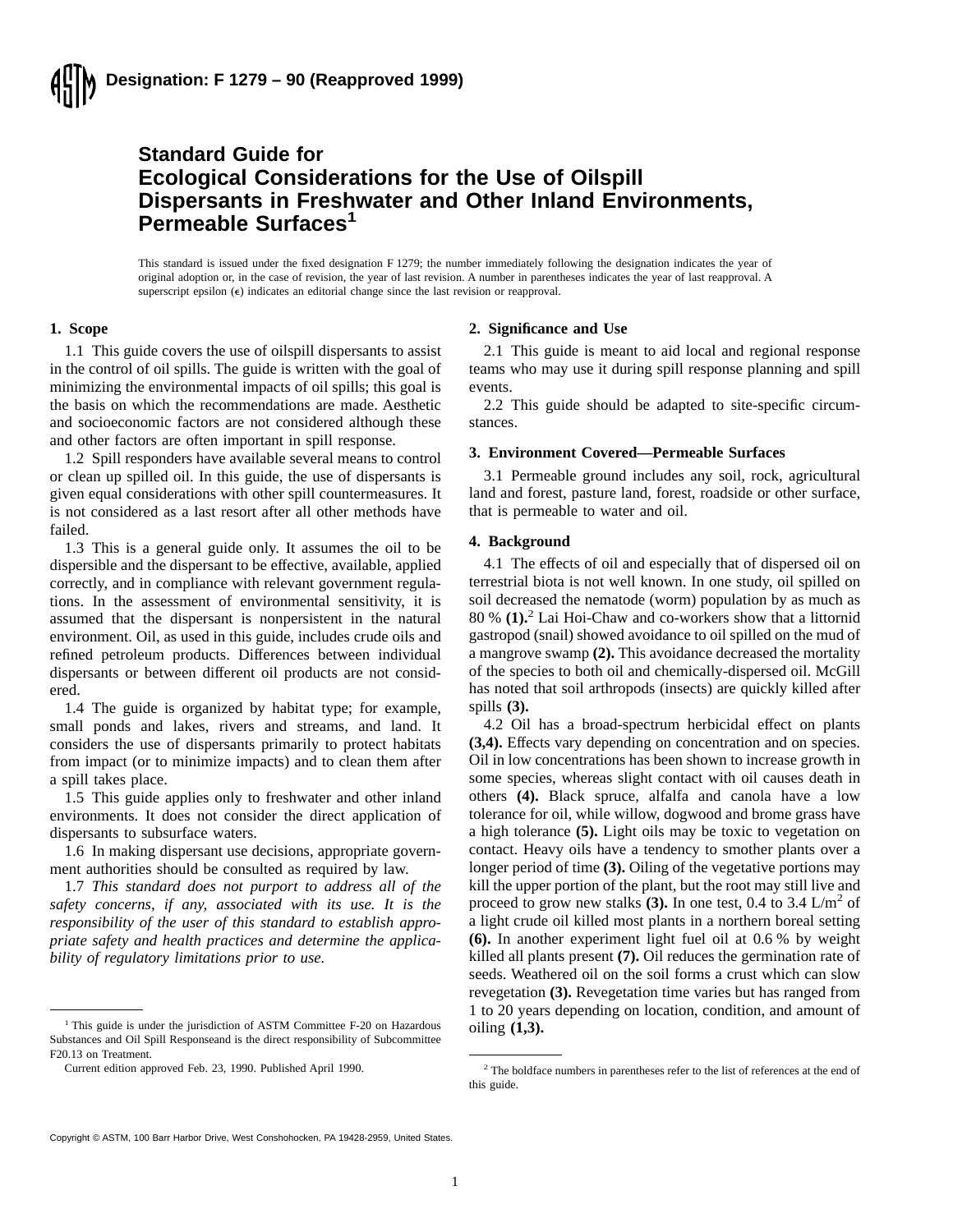**Designation: F 1279 – 90 (Reapproved 1999)**

# Standard Guide for Ecological Considerations for the Use of Oilspill Dispersants in Freshwater and Other Inland Environments, Permeable Surfaces[1]

This standard is issued under the fixed designation F 1279; the number immediately following the designation indicates the year of original adoption or, in the case of revision, the year of last revision. A number in parentheses indicates the year of last reapproval. A superscript epsilon (ϵ) indicates an editorial change since the last revision or reapproval.

## 1. Scope

1.1 This guide covers the use of oilspill dispersants to assist in the control of oil spills. The guide is written with the goal of minimizing the environmental impacts of oil spills; this goal is the basis on which the recommendations are made. Aesthetic and socioeconomic factors are not considered although these and other factors are often important in spill response.

1.2 Spill responders have available several means to control or clean up spilled oil. In this guide, the use of dispersants is given equal considerations with other spill countermeasures. It is not considered as a last resort after all other methods have failed.

1.3 This is a general guide only. It assumes the oil to be dispersible and the dispersant to be effective, available, applied correctly, and in compliance with relevant government regulations. In the assessment of environmental sensitivity, it is assumed that the dispersant is nonpersistent in the natural environment. Oil, as used in this guide, includes crude oils and refined petroleum products. Differences between individual dispersants or between different oil products are not considered.

1.4 The guide is organized by habitat type; for example, small ponds and lakes, rivers and streams, and land. It considers the use of dispersants primarily to protect habitats from impact (or to minimize impacts) and to clean them after a spill takes place.

1.5 This guide applies only to freshwater and other inland environments. It does not consider the direct application of dispersants to subsurface waters.

1.6 In making dispersant use decisions, appropriate government authorities should be consulted as required by law.

1.7 *This standard does not purport to address all of the safety concerns, if any, associated with its use. It is the responsibility of the user of this standard to establish appropriate safety and health practices and determine the applicability of regulatory limitations prior to use.*

## 2. Significance and Use

2.1 This guide is meant to aid local and regional response teams who may use it during spill response planning and spill events.

2.2 This guide should be adapted to site-specific circumstances.

## 3. Environment Covered—Permeable Surfaces

3.1 Permeable ground includes any soil, rock, agricultural land and forest, pasture land, forest, roadside or other surface, that is permeable to water and oil.

## 4. Background

4.1 The effects of oil and especially that of dispersed oil on terrestrial biota is not well known. In one study, oil spilled on soil decreased the nematode (worm) population by as much as 80 % **(1)**.[2] Lai Hoi-Chaw and co-workers show that a littornid gastropod (snail) showed avoidance to oil spilled on the mud of a mangrove swamp **(2)**. This avoidance decreased the mortality of the species to both oil and chemically-dispersed oil. McGill has noted that soil arthropods (insects) are quickly killed after spills **(3)**.

4.2 Oil has a broad-spectrum herbicidal effect on plants **(3,4)**. Effects vary depending on concentration and on species. Oil in low concentrations has been shown to increase growth in some species, whereas slight contact with oil causes death in others **(4)**. Black spruce, alfalfa and canola have a low tolerance for oil, while willow, dogwood and brome grass have a high tolerance **(5)**. Light oils may be toxic to vegetation on contact. Heavy oils have a tendency to smother plants over a longer period of time **(3)**. Oiling of the vegetative portions may kill the upper portion of the plant, but the root may still live and proceed to grow new stalks **(3)**. In one test, 0.4 to 3.4 L/m$^2$ of a light crude oil killed most plants in a northern boreal setting **(6)**. In another experiment light fuel oil at 0.6 % by weight killed all plants present **(7)**. Oil reduces the germination rate of seeds. Weathered oil on the soil forms a crust which can slow revegetation **(3)**. Revegetation time varies but has ranged from 1 to 20 years depending on location, condition, and amount of oiling **(1,3)**.

---

[1] This guide is under the jurisdiction of ASTM Committee F-20 on Hazardous Substances and Oil Spill Responseand is the direct responsibility of Subcommittee F20.13 on Treatment.

Current edition approved Feb. 23, 1990. Published April 1990.

[2] The boldface numbers in parentheses refer to the list of references at the end of this guide.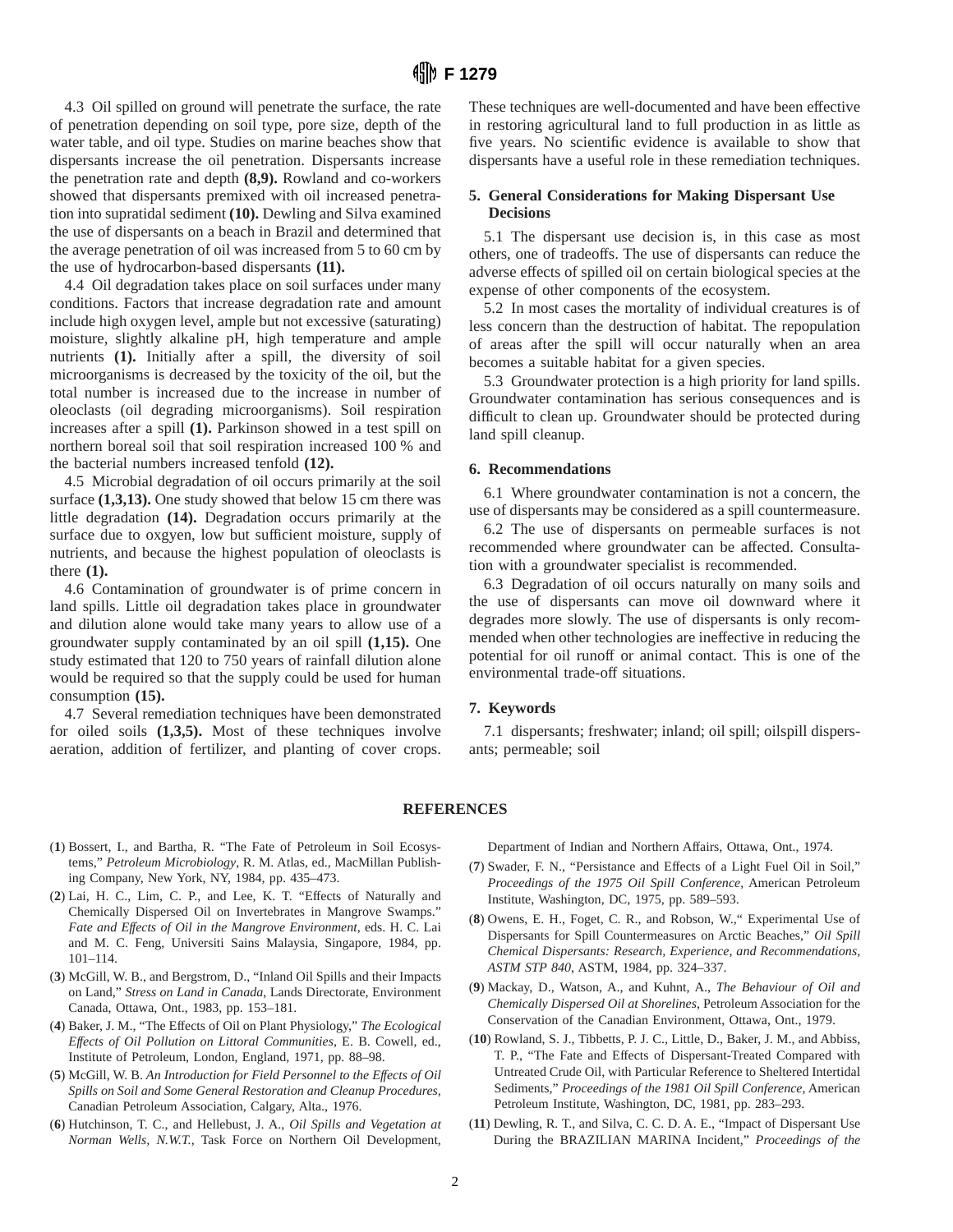4.3 Oil spilled on ground will penetrate the surface, the rate of penetration depending on soil type, pore size, depth of the water table, and oil type. Studies on marine beaches show that dispersants increase the oil penetration. Dispersants increase the penetration rate and depth **(8,9).** Rowland and co-workers showed that dispersants premixed with oil increased penetration into supratidal sediment **(10).** Dewling and Silva examined the use of dispersants on a beach in Brazil and determined that the average penetration of oil was increased from 5 to 60 cm by the use of hydrocarbon-based dispersants **(11).**

4.4 Oil degradation takes place on soil surfaces under many conditions. Factors that increase degradation rate and amount include high oxygen level, ample but not excessive (saturating) moisture, slightly alkaline pH, high temperature and ample nutrients **(1).** Initially after a spill, the diversity of soil microorganisms is decreased by the toxicity of the oil, but the total number is increased due to the increase in number of oleoclasts (oil degrading microorganisms). Soil respiration increases after a spill **(1).** Parkinson showed in a test spill on northern boreal soil that soil respiration increased 100 % and the bacterial numbers increased tenfold **(12).**

4.5 Microbial degradation of oil occurs primarily at the soil surface **(1,3,13).** One study showed that below 15 cm there was little degradation **(14).** Degradation occurs primarily at the surface due to oxgyen, low but sufficient moisture, supply of nutrients, and because the highest population of oleoclasts is there **(1).**

4.6 Contamination of groundwater is of prime concern in land spills. Little oil degradation takes place in groundwater and dilution alone would take many years to allow use of a groundwater supply contaminated by an oil spill **(1,15).** One study estimated that 120 to 750 years of rainfall dilution alone would be required so that the supply could be used for human consumption **(15).**

4.7 Several remediation techniques have been demonstrated for oiled soils **(1,3,5).** Most of these techniques involve aeration, addition of fertilizer, and planting of cover crops. These techniques are well-documented and have been effective in restoring agricultural land to full production in as little as five years. No scientific evidence is available to show that dispersants have a useful role in these remediation techniques.

## 5. General Considerations for Making Dispersant Use Decisions

5.1 The dispersant use decision is, in this case as most others, one of tradeoffs. The use of dispersants can reduce the adverse effects of spilled oil on certain biological species at the expense of other components of the ecosystem.

5.2 In most cases the mortality of individual creatures is of less concern than the destruction of habitat. The repopulation of areas after the spill will occur naturally when an area becomes a suitable habitat for a given species.

5.3 Groundwater protection is a high priority for land spills. Groundwater contamination has serious consequences and is difficult to clean up. Groundwater should be protected during land spill cleanup.

## 6. Recommendations

6.1 Where groundwater contamination is not a concern, the use of dispersants may be considered as a spill countermeasure.

6.2 The use of dispersants on permeable surfaces is not recommended where groundwater can be affected. Consultation with a groundwater specialist is recommended.

6.3 Degradation of oil occurs naturally on many soils and the use of dispersants can move oil downward where it degrades more slowly. The use of dispersants is only recommended when other technologies are ineffective in reducing the potential for oil runoff or animal contact. This is one of the environmental trade-off situations.

## 7. Keywords

7.1 dispersants; freshwater; inland; oil spill; oilspill dispersants; permeable; soil

## REFERENCES

(**1**) Bossert, I., and Bartha, R. "The Fate of Petroleum in Soil Ecosystems," *Petroleum Microbiology*, R. M. Atlas, ed., MacMillan Publishing Company, New York, NY, 1984, pp. 435–473.

(**2**) Lai, H. C., Lim, C. P., and Lee, K. T. "Effects of Naturally and Chemically Dispersed Oil on Invertebrates in Mangrove Swamps." *Fate and Effects of Oil in the Mangrove Environment*, eds. H. C. Lai and M. C. Feng, Universiti Sains Malaysia, Singapore, 1984, pp. 101–114.

(**3**) McGill, W. B., and Bergstrom, D., "Inland Oil Spills and their Impacts on Land," *Stress on Land in Canada*, Lands Directorate, Environment Canada, Ottawa, Ont., 1983, pp. 153–181.

(**4**) Baker, J. M., "The Effects of Oil on Plant Physiology," *The Ecological Effects of Oil Pollution on Littoral Communities*, E. B. Cowell, ed., Institute of Petroleum, London, England, 1971, pp. 88–98.

(**5**) McGill, W. B. *An Introduction for Field Personnel to the Effects of Oil Spills on Soil and Some General Restoration and Cleanup Procedures*, Canadian Petroleum Association, Calgary, Alta., 1976.

(**6**) Hutchinson, T. C., and Hellebust, J. A., *Oil Spills and Vegetation at Norman Wells, N.W.T.*, Task Force on Northern Oil Development, Department of Indian and Northern Affairs, Ottawa, Ont., 1974.

(**7**) Swader, F. N., "Persistance and Effects of a Light Fuel Oil in Soil," *Proceedings of the 1975 Oil Spill Conference*, American Petroleum Institute, Washington, DC, 1975, pp. 589–593.

(**8**) Owens, E. H., Foget, C. R., and Robson, W.," Experimental Use of Dispersants for Spill Countermeasures on Arctic Beaches," *Oil Spill Chemical Dispersants: Research, Experience, and Recommendations, ASTM STP 840*, ASTM, 1984, pp. 324–337.

(**9**) Mackay, D., Watson, A., and Kuhnt, A., *The Behaviour of Oil and Chemically Dispersed Oil at Shorelines*, Petroleum Association for the Conservation of the Canadian Environment, Ottawa, Ont., 1979.

(**10**) Rowland, S. J., Tibbetts, P. J. C., Little, D., Baker, J. M., and Abbiss, T. P., "The Fate and Effects of Dispersant-Treated Compared with Untreated Crude Oil, with Particular Reference to Sheltered Intertidal Sediments," *Proceedings of the 1981 Oil Spill Conference*, American Petroleum Institute, Washington, DC, 1981, pp. 283–293.

(**11**) Dewling, R. T., and Silva, C. C. D. A. E., "Impact of Dispersant Use During the BRAZILIAN MARINA Incident," *Proceedings of the*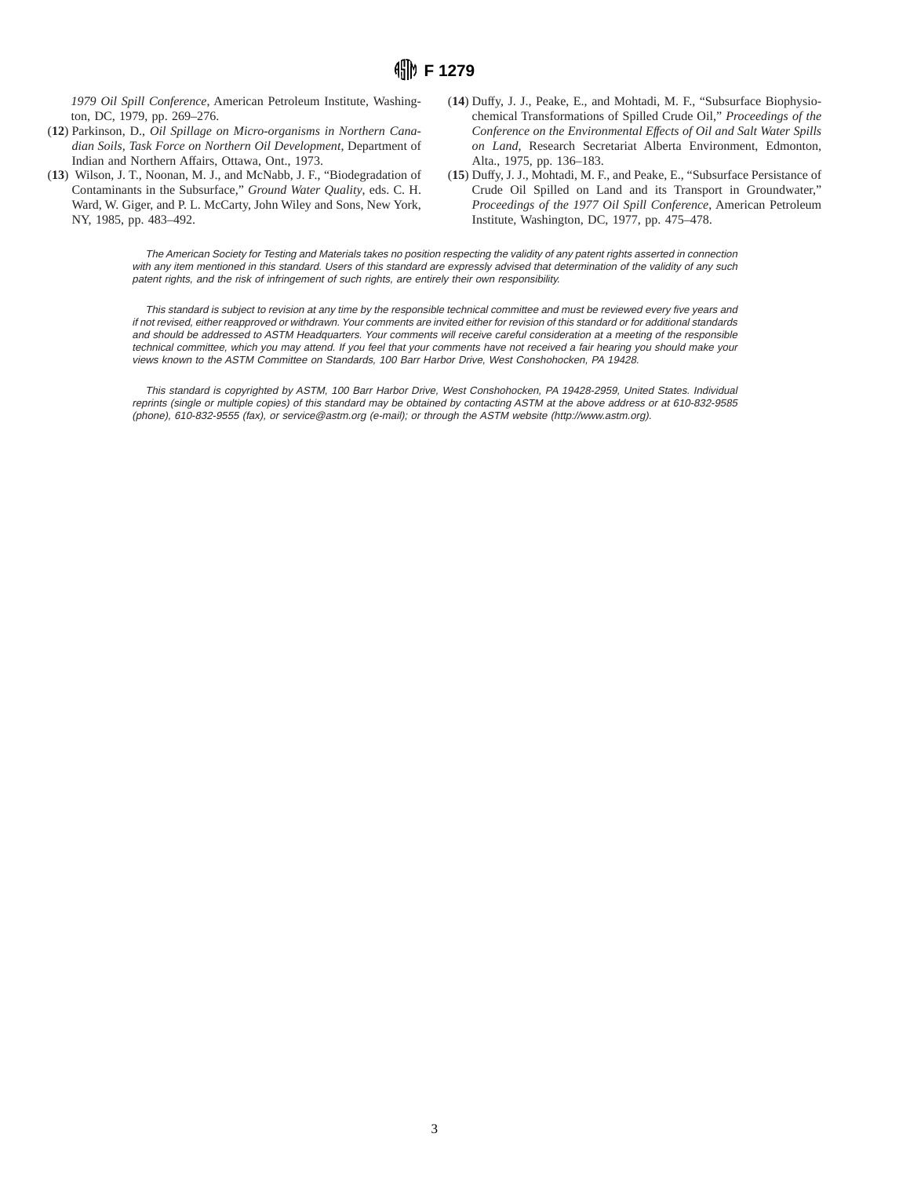*1979 Oil Spill Conference*, American Petroleum Institute, Washington, DC, 1979, pp. 269–276.

(**12**) Parkinson, D., *Oil Spillage on Micro-organisms in Northern Canadian Soils, Task Force on Northern Oil Development*, Department of Indian and Northern Affairs, Ottawa, Ont., 1973.

(**13**) Wilson, J. T., Noonan, M. J., and McNabb, J. F., "Biodegradation of Contaminants in the Subsurface," *Ground Water Quality*, eds. C. H. Ward, W. Giger, and P. L. McCarty, John Wiley and Sons, New York, NY, 1985, pp. 483–492.

(**14**) Duffy, J. J., Peake, E., and Mohtadi, M. F., "Subsurface Biophysiochemical Transformations of Spilled Crude Oil," *Proceedings of the Conference on the Environmental Effects of Oil and Salt Water Spills on Land*, Research Secretariat Alberta Environment, Edmonton, Alta., 1975, pp. 136–183.

(**15**) Duffy, J. J., Mohtadi, M. F., and Peake, E., "Subsurface Persistance of Crude Oil Spilled on Land and its Transport in Groundwater," *Proceedings of the 1977 Oil Spill Conference*, American Petroleum Institute, Washington, DC, 1977, pp. 475–478.

*The American Society for Testing and Materials takes no position respecting the validity of any patent rights asserted in connection with any item mentioned in this standard. Users of this standard are expressly advised that determination of the validity of any such patent rights, and the risk of infringement of such rights, are entirely their own responsibility.*

*This standard is subject to revision at any time by the responsible technical committee and must be reviewed every five years and if not revised, either reapproved or withdrawn. Your comments are invited either for revision of this standard or for additional standards and should be addressed to ASTM Headquarters. Your comments will receive careful consideration at a meeting of the responsible technical committee, which you may attend. If you feel that your comments have not received a fair hearing you should make your views known to the ASTM Committee on Standards, 100 Barr Harbor Drive, West Conshohocken, PA 19428.*

*This standard is copyrighted by ASTM, 100 Barr Harbor Drive, West Conshohocken, PA 19428-2959, United States. Individual reprints (single or multiple copies) of this standard may be obtained by contacting ASTM at the above address or at 610-832-9585 (phone), 610-832-9555 (fax), or service@astm.org (e-mail); or through the ASTM website (http://www.astm.org).*